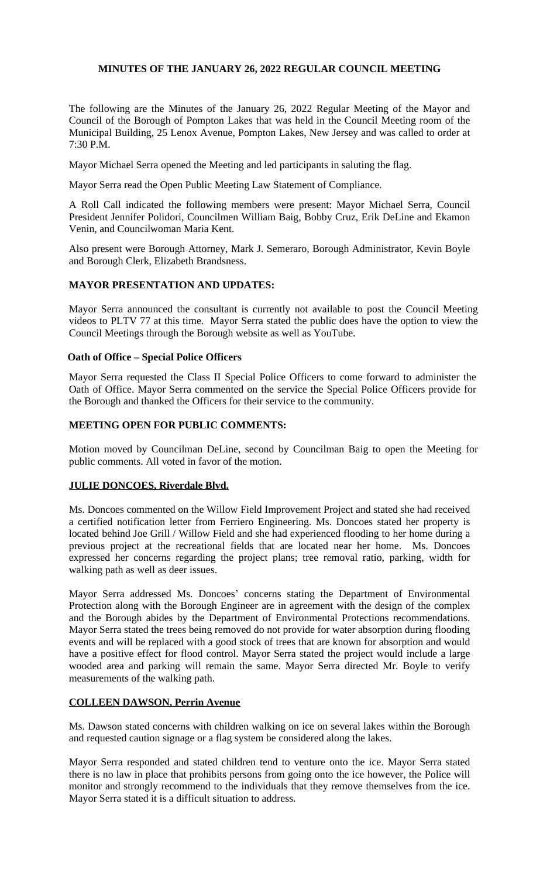# MINUTES OF THE JANUARY 26, 2022 REGULAR COUNCIL MEETING

The following are the Minutes of the January 26, 2022 Regular Meeting of the Mayor and Council of the Borough of Pompton Lakes that was held in the Council Meeting room of the Municipal Building, 25 Lenox Avenue, Pompton Lakes, New Jersey and was called to order at 7:30 P.M.

Mayor Michael Serra opened the Meeting and led participants in saluting the flag.

Mayor Serra read the Open Public Meeting Law Statement of Compliance.

A Roll Call indicated the following members were present: Mayor Michael Serra, Council President Jennifer Polidori, Councilmen William Baig, Bobby Cruz, Erik DeLine and Ekamon Venin, and Councilwoman Maria Kent.

Also present were Borough Attorney, Mark J. Semeraro, Borough Administrator, Kevin Boyle and Borough Clerk, Elizabeth Brandsness.

## MAYOR PRESENTATION AND UPDATES:

Mayor Serra announced the consultant is currently not available to post the Council Meeting videos to PLTV 77 at this time. Mayor Serra stated the public does have the option to view the Council Meetings through the Borough website as well as YouTube.

### Oath of Office – Special Police Officers

Mayor Serra requested the Class II Special Police Officers to come forward to administer the Oath of Office. Mayor Serra commented on the service the Special Police Officers provide for the Borough and thanked the Officers for their service to the community.

## MEETING OPEN FOR PUBLIC COMMENTS:

Motion moved by Councilman DeLine, second by Councilman Baig to open the Meeting for public comments. All voted in favor of the motion.

### JULIE DONCOES, Riverdale Blvd.

Ms. Doncoes commented on the Willow Field Improvement Project and stated she had received a certified notification letter from Ferriero Engineering. Ms. Doncoes stated her property is located behind Joe Grill / Willow Field and she had experienced flooding to her home during a previous project at the recreational fields that are located near her home. Ms. Doncoes expressed her concerns regarding the project plans; tree removal ratio, parking, width for walking path as well as deer issues.

Mayor Serra addressed Ms. Doncoes' concerns stating the Department of Environmental Protection along with the Borough Engineer are in agreement with the design of the complex and the Borough abides by the Department of Environmental Protections recommendations. Mayor Serra stated the trees being removed do not provide for water absorption during flooding events and will be replaced with a good stock of trees that are known for absorption and would have a positive effect for flood control. Mayor Serra stated the project would include a large wooded area and parking will remain the same. Mayor Serra directed Mr. Boyle to verify measurements of the walking path.

### COLLEEN DAWSON, Perrin Avenue

Ms. Dawson stated concerns with children walking on ice on several lakes within the Borough and requested caution signage or a flag system be considered along the lakes.

Mayor Serra responded and stated children tend to venture onto the ice. Mayor Serra stated there is no law in place that prohibits persons from going onto the ice however, the Police will monitor and strongly recommend to the individuals that they remove themselves from the ice. Mayor Serra stated it is a difficult situation to address.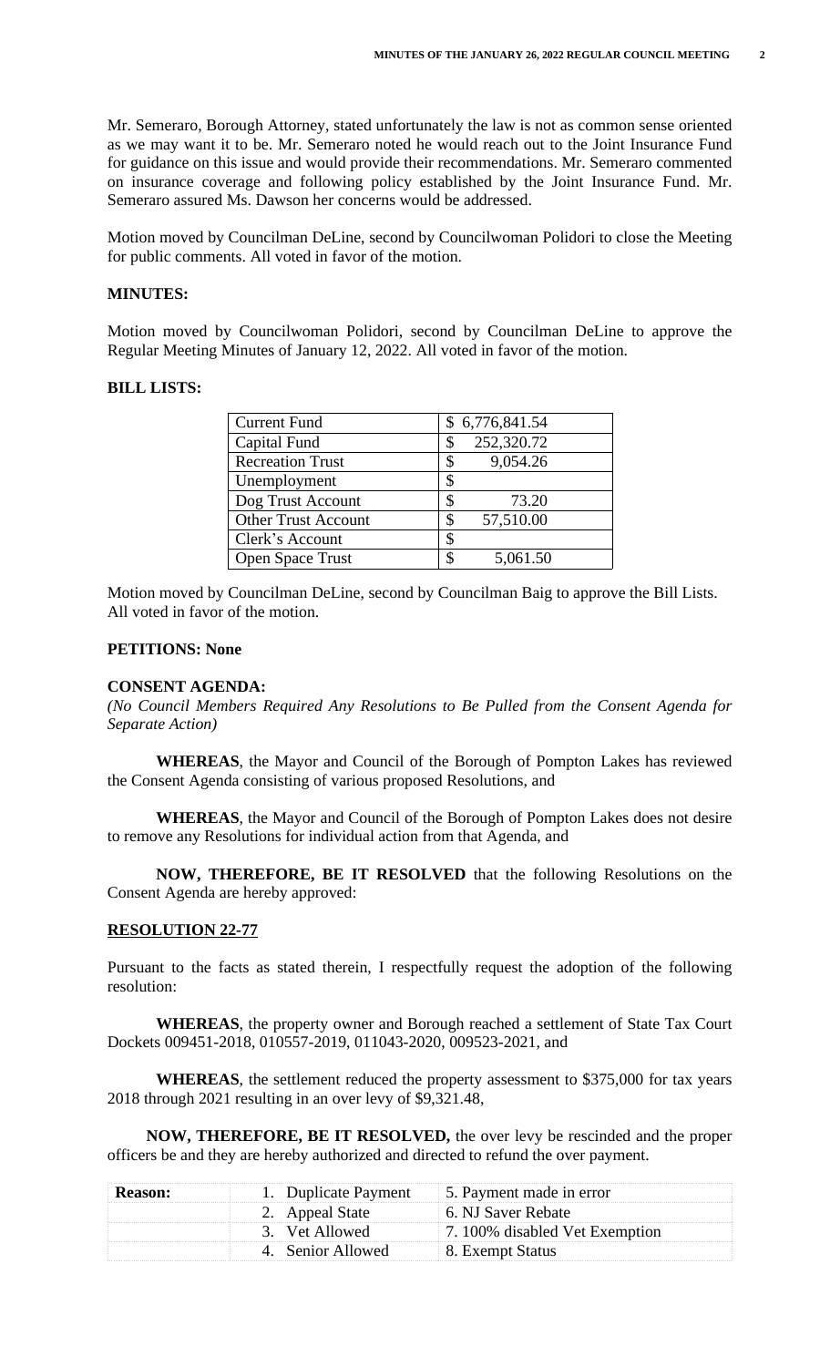Mr. Semeraro, Borough Attorney, stated unfortunately the law is not as common sense oriented as we may want it to be. Mr. Semeraro noted he would reach out to the Joint Insurance Fund for guidance on this issue and would provide their recommendations. Mr. Semeraro commented on insurance coverage and following policy established by the Joint Insurance Fund. Mr. Semeraro assured Ms. Dawson her concerns would be addressed.

Motion moved by Councilman DeLine, second by Councilwoman Polidori to close the Meeting for public comments. All voted in favor of the motion.

**MINUTES:**

Motion moved by Councilwoman Polidori, second by Councilman DeLine to approve the Regular Meeting Minutes of January 12, 2022. All voted in favor of the motion.

**BILL LISTS:**

| | |
|---|---|
| Current Fund | $ 6,776,841.54 |
| Capital Fund | $ 252,320.72 |
| Recreation Trust | $ 9,054.26 |
| Unemployment | $ |
| Dog Trust Account | $ 73.20 |
| Other Trust Account | $ 57,510.00 |
| Clerk's Account | $ |
| Open Space Trust | $ 5,061.50 |

Motion moved by Councilman DeLine, second by Councilman Baig to approve the Bill Lists. All voted in favor of the motion.

**PETITIONS: None**

**CONSENT AGENDA:**

*(No Council Members Required Any Resolutions to Be Pulled from the Consent Agenda for Separate Action)*

**WHEREAS**, the Mayor and Council of the Borough of Pompton Lakes has reviewed the Consent Agenda consisting of various proposed Resolutions, and

**WHEREAS**, the Mayor and Council of the Borough of Pompton Lakes does not desire to remove any Resolutions for individual action from that Agenda, and

**NOW, THEREFORE, BE IT RESOLVED** that the following Resolutions on the Consent Agenda are hereby approved:

**RESOLUTION 22-77**

Pursuant to the facts as stated therein, I respectfully request the adoption of the following resolution:

**WHEREAS**, the property owner and Borough reached a settlement of State Tax Court Dockets 009451-2018, 010557-2019, 011043-2020, 009523-2021, and

**WHEREAS**, the settlement reduced the property assessment to $375,000 for tax years 2018 through 2021 resulting in an over levy of $9,321.48,

**NOW, THEREFORE, BE IT RESOLVED,** the over levy be rescinded and the proper officers be and they are hereby authorized and directed to refund the over payment.

| **Reason:** | 1. Duplicate Payment | 5. Payment made in error |
|---|---|---|
| | 2. Appeal State | 6. NJ Saver Rebate |
| | 3. Vet Allowed | 7. 100% disabled Vet Exemption |
| | 4. Senior Allowed | 8. Exempt Status |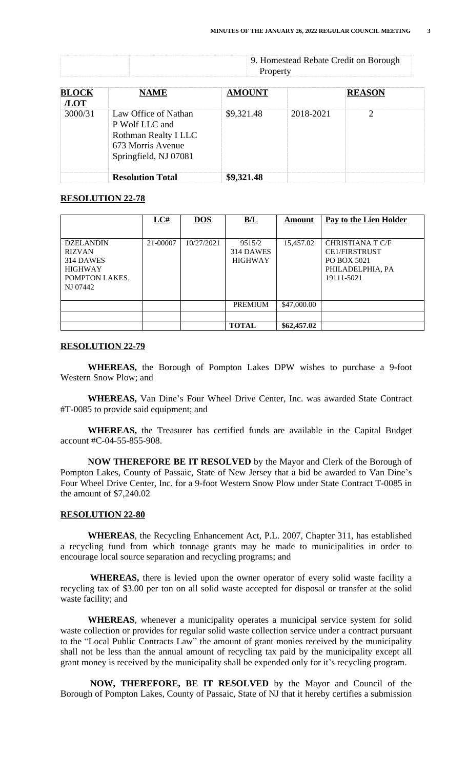| | | 9. Homestead Rebate Credit on Borough Property |
|---|---|---|

| **BLOCK /LOT** | **NAME** | **AMOUNT** | | **REASON** |
|---|---|---|---|---|
| 3000/31 | Law Office of Nathan P Wolf LLC and Rothman Realty I LLC 673 Morris Avenue Springfield, NJ 07081 | $9,321.48 | 2018-2021 | 2 |
| | **Resolution Total** | **$9,321.48** | | |

**RESOLUTION 22-78**

| | **LC#** | **DOS** | **B/L** | **Amount** | **Pay to the Lien Holder** |
|---|---|---|---|---|---|
| DZELANDIN RIZVAN 314 DAWES HIGHWAY POMPTON LAKES, NJ 07442 | 21-00007 | 10/27/2021 | 9515/2 314 DAWES HIGHWAY | 15,457.02 | CHRISTIANA T C/F CE1/FIRSTRUST PO BOX 5021 PHILADELPHIA, PA 19111-5021 |
| | | | PREMIUM | $47,000.00 | |
| | | | | | |
| | | | **TOTAL** | **$62,457.02** | |

**RESOLUTION 22-79**

**WHEREAS,** the Borough of Pompton Lakes DPW wishes to purchase a 9-foot Western Snow Plow; and

**WHEREAS,** Van Dine's Four Wheel Drive Center, Inc. was awarded State Contract #T-0085 to provide said equipment; and

**WHEREAS,** the Treasurer has certified funds are available in the Capital Budget account #C-04-55-855-908.

**NOW THEREFORE BE IT RESOLVED** by the Mayor and Clerk of the Borough of Pompton Lakes, County of Passaic, State of New Jersey that a bid be awarded to Van Dine's Four Wheel Drive Center, Inc. for a 9-foot Western Snow Plow under State Contract T-0085 in the amount of $7,240.02

**RESOLUTION 22-80**

**WHEREAS**, the Recycling Enhancement Act, P.L. 2007, Chapter 311, has established a recycling fund from which tonnage grants may be made to municipalities in order to encourage local source separation and recycling programs; and

**WHEREAS,** there is levied upon the owner operator of every solid waste facility a recycling tax of $3.00 per ton on all solid waste accepted for disposal or transfer at the solid waste facility; and

**WHEREAS**, whenever a municipality operates a municipal service system for solid waste collection or provides for regular solid waste collection service under a contract pursuant to the "Local Public Contracts Law" the amount of grant monies received by the municipality shall not be less than the annual amount of recycling tax paid by the municipality except all grant money is received by the municipality shall be expended only for it's recycling program.

**NOW, THEREFORE, BE IT RESOLVED** by the Mayor and Council of the Borough of Pompton Lakes, County of Passaic, State of NJ that it hereby certifies a submission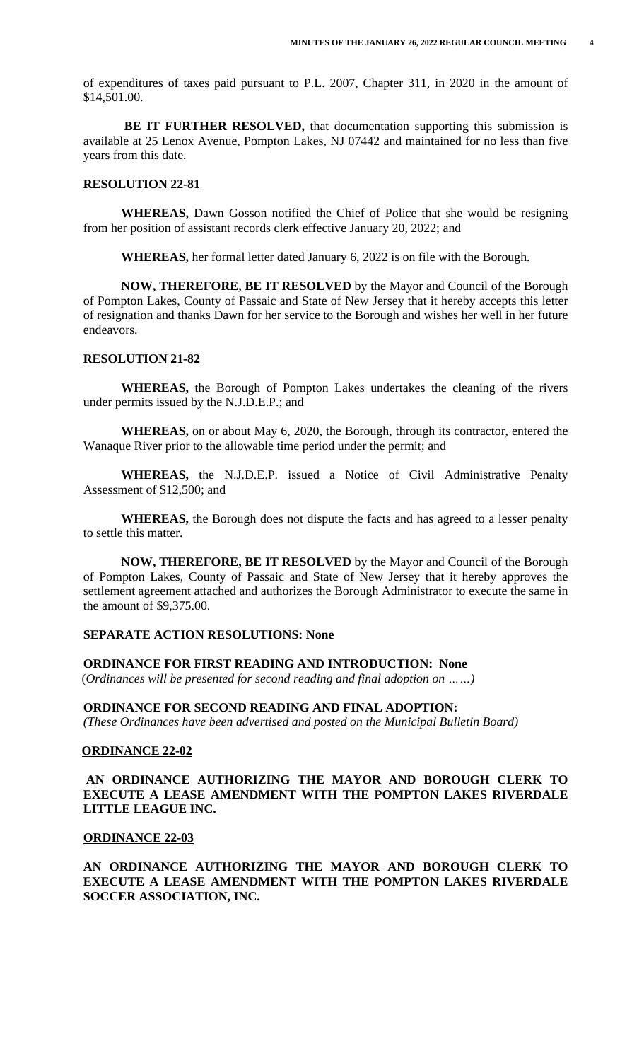of expenditures of taxes paid pursuant to P.L. 2007, Chapter 311, in 2020 in the amount of $14,501.00.

**BE IT FURTHER RESOLVED,** that documentation supporting this submission is available at 25 Lenox Avenue, Pompton Lakes, NJ 07442 and maintained for no less than five years from this date.

**RESOLUTION 22-81**

**WHEREAS,** Dawn Gosson notified the Chief of Police that she would be resigning from her position of assistant records clerk effective January 20, 2022; and

**WHEREAS,** her formal letter dated January 6, 2022 is on file with the Borough.

**NOW, THEREFORE, BE IT RESOLVED** by the Mayor and Council of the Borough of Pompton Lakes, County of Passaic and State of New Jersey that it hereby accepts this letter of resignation and thanks Dawn for her service to the Borough and wishes her well in her future endeavors.

**RESOLUTION 21-82**

**WHEREAS,** the Borough of Pompton Lakes undertakes the cleaning of the rivers under permits issued by the N.J.D.E.P.; and

**WHEREAS,** on or about May 6, 2020, the Borough, through its contractor, entered the Wanaque River prior to the allowable time period under the permit; and

**WHEREAS,** the N.J.D.E.P. issued a Notice of Civil Administrative Penalty Assessment of $12,500; and

**WHEREAS,** the Borough does not dispute the facts and has agreed to a lesser penalty to settle this matter.

**NOW, THEREFORE, BE IT RESOLVED** by the Mayor and Council of the Borough of Pompton Lakes, County of Passaic and State of New Jersey that it hereby approves the settlement agreement attached and authorizes the Borough Administrator to execute the same in the amount of $9,375.00.

**SEPARATE ACTION RESOLUTIONS: None**

**ORDINANCE FOR FIRST READING AND INTRODUCTION: None**
(*Ordinances will be presented for second reading and final adoption on ……)*

**ORDINANCE FOR SECOND READING AND FINAL ADOPTION:**
*(These Ordinances have been advertised and posted on the Municipal Bulletin Board)*

**ORDINANCE 22-02**

**AN ORDINANCE AUTHORIZING THE MAYOR AND BOROUGH CLERK TO EXECUTE A LEASE AMENDMENT WITH THE POMPTON LAKES RIVERDALE LITTLE LEAGUE INC.**

**ORDINANCE 22-03**

**AN ORDINANCE AUTHORIZING THE MAYOR AND BOROUGH CLERK TO EXECUTE A LEASE AMENDMENT WITH THE POMPTON LAKES RIVERDALE SOCCER ASSOCIATION, INC.**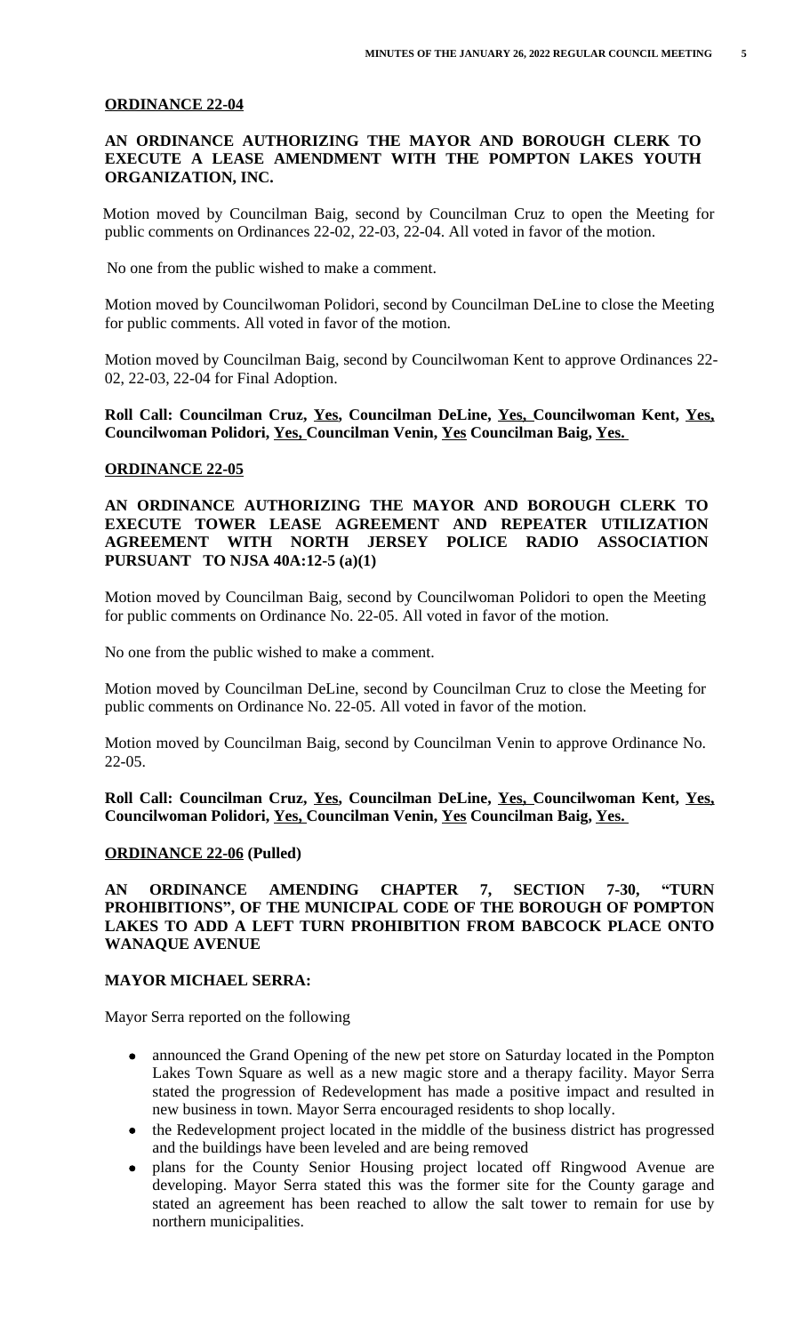**ORDINANCE 22-04**

**AN ORDINANCE AUTHORIZING THE MAYOR AND BOROUGH CLERK TO EXECUTE A LEASE AMENDMENT WITH THE POMPTON LAKES YOUTH ORGANIZATION, INC.**

Motion moved by Councilman Baig, second by Councilman Cruz to open the Meeting for public comments on Ordinances 22-02, 22-03, 22-04. All voted in favor of the motion.

No one from the public wished to make a comment.

Motion moved by Councilwoman Polidori, second by Councilman DeLine to close the Meeting for public comments. All voted in favor of the motion.

Motion moved by Councilman Baig, second by Councilwoman Kent to approve Ordinances 22-02, 22-03, 22-04 for Final Adoption.

**Roll Call: Councilman Cruz, Yes, Councilman DeLine, Yes, Councilwoman Kent, Yes, Councilwoman Polidori, Yes, Councilman Venin, Yes Councilman Baig, Yes.**

**ORDINANCE 22-05**

**AN ORDINANCE AUTHORIZING THE MAYOR AND BOROUGH CLERK TO EXECUTE TOWER LEASE AGREEMENT AND REPEATER UTILIZATION AGREEMENT WITH NORTH JERSEY POLICE RADIO ASSOCIATION PURSUANT TO NJSA 40A:12-5 (a)(1)**

Motion moved by Councilman Baig, second by Councilwoman Polidori to open the Meeting for public comments on Ordinance No. 22-05. All voted in favor of the motion.

No one from the public wished to make a comment.

Motion moved by Councilman DeLine, second by Councilman Cruz to close the Meeting for public comments on Ordinance No. 22-05. All voted in favor of the motion.

Motion moved by Councilman Baig, second by Councilman Venin to approve Ordinance No. 22-05.

**Roll Call: Councilman Cruz, Yes, Councilman DeLine, Yes, Councilwoman Kent, Yes, Councilwoman Polidori, Yes, Councilman Venin, Yes Councilman Baig, Yes.**

**ORDINANCE 22-06 (Pulled)**

**AN ORDINANCE AMENDING CHAPTER 7, SECTION 7-30, "TURN PROHIBITIONS", OF THE MUNICIPAL CODE OF THE BOROUGH OF POMPTON LAKES TO ADD A LEFT TURN PROHIBITION FROM BABCOCK PLACE ONTO WANAQUE AVENUE**

**MAYOR MICHAEL SERRA:**

Mayor Serra reported on the following

- announced the Grand Opening of the new pet store on Saturday located in the Pompton Lakes Town Square as well as a new magic store and a therapy facility. Mayor Serra stated the progression of Redevelopment has made a positive impact and resulted in new business in town. Mayor Serra encouraged residents to shop locally.
- the Redevelopment project located in the middle of the business district has progressed and the buildings have been leveled and are being removed
- plans for the County Senior Housing project located off Ringwood Avenue are developing. Mayor Serra stated this was the former site for the County garage and stated an agreement has been reached to allow the salt tower to remain for use by northern municipalities.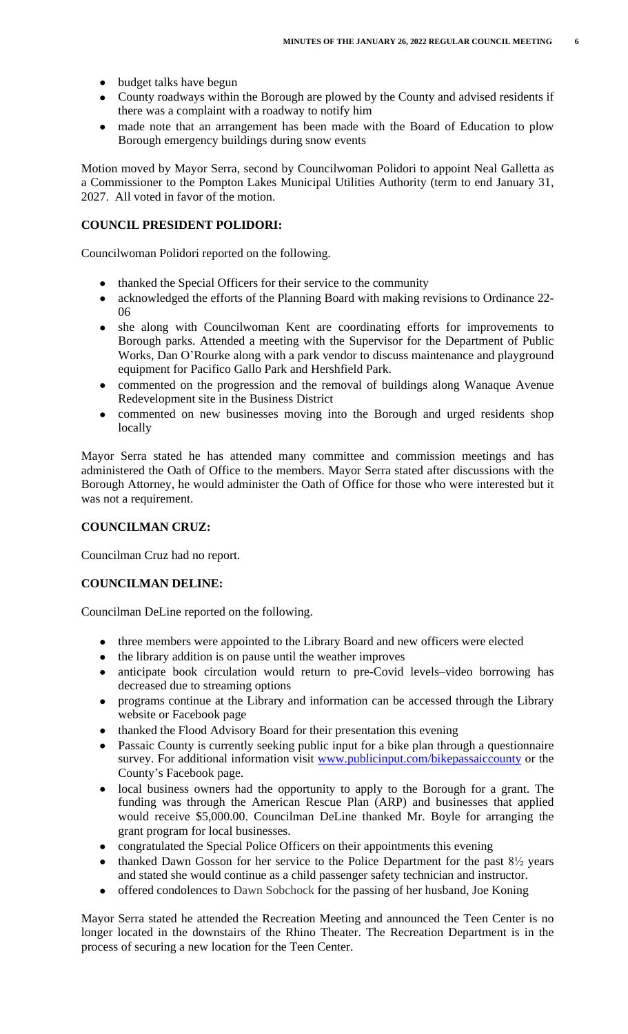- budget talks have begun
- County roadways within the Borough are plowed by the County and advised residents if there was a complaint with a roadway to notify him
- made note that an arrangement has been made with the Board of Education to plow Borough emergency buildings during snow events

Motion moved by Mayor Serra, second by Councilwoman Polidori to appoint Neal Galletta as a Commissioner to the Pompton Lakes Municipal Utilities Authority (term to end January 31, 2027. All voted in favor of the motion.

**COUNCIL PRESIDENT POLIDORI:**

Councilwoman Polidori reported on the following.

- thanked the Special Officers for their service to the community
- acknowledged the efforts of the Planning Board with making revisions to Ordinance 22-06
- she along with Councilwoman Kent are coordinating efforts for improvements to Borough parks. Attended a meeting with the Supervisor for the Department of Public Works, Dan O'Rourke along with a park vendor to discuss maintenance and playground equipment for Pacifico Gallo Park and Hershfield Park.
- commented on the progression and the removal of buildings along Wanaque Avenue Redevelopment site in the Business District
- commented on new businesses moving into the Borough and urged residents shop locally

Mayor Serra stated he has attended many committee and commission meetings and has administered the Oath of Office to the members. Mayor Serra stated after discussions with the Borough Attorney, he would administer the Oath of Office for those who were interested but it was not a requirement.

**COUNCILMAN CRUZ:**

Councilman Cruz had no report.

**COUNCILMAN DELINE:**

Councilman DeLine reported on the following.

- three members were appointed to the Library Board and new officers were elected
- the library addition is on pause until the weather improves
- anticipate book circulation would return to pre-Covid levels–video borrowing has decreased due to streaming options
- programs continue at the Library and information can be accessed through the Library website or Facebook page
- thanked the Flood Advisory Board for their presentation this evening
- Passaic County is currently seeking public input for a bike plan through a questionnaire survey. For additional information visit www.publicinput.com/bikepassaiccounty or the County's Facebook page.
- local business owners had the opportunity to apply to the Borough for a grant. The funding was through the American Rescue Plan (ARP) and businesses that applied would receive $5,000.00. Councilman DeLine thanked Mr. Boyle for arranging the grant program for local businesses.
- congratulated the Special Police Officers on their appointments this evening
- thanked Dawn Gosson for her service to the Police Department for the past 8½ years and stated she would continue as a child passenger safety technician and instructor.
- offered condolences to Dawn Sobchock for the passing of her husband, Joe Koning

Mayor Serra stated he attended the Recreation Meeting and announced the Teen Center is no longer located in the downstairs of the Rhino Theater. The Recreation Department is in the process of securing a new location for the Teen Center.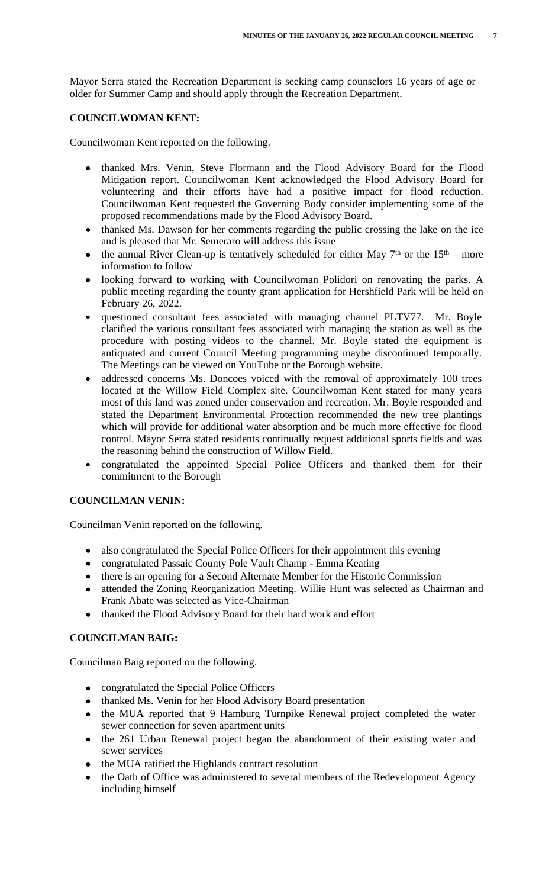Mayor Serra stated the Recreation Department is seeking camp counselors 16 years of age or older for Summer Camp and should apply through the Recreation Department.

**COUNCILWOMAN KENT:**

Councilwoman Kent reported on the following.

- thanked Mrs. Venin, Steve Flormann and the Flood Advisory Board for the Flood Mitigation report. Councilwoman Kent acknowledged the Flood Advisory Board for volunteering and their efforts have had a positive impact for flood reduction. Councilwoman Kent requested the Governing Body consider implementing some of the proposed recommendations made by the Flood Advisory Board.
- thanked Ms. Dawson for her comments regarding the public crossing the lake on the ice and is pleased that Mr. Semeraro will address this issue
- the annual River Clean-up is tentatively scheduled for either May 7th or the 15th – more information to follow
- looking forward to working with Councilwoman Polidori on renovating the parks. A public meeting regarding the county grant application for Hershfield Park will be held on February 26, 2022.
- questioned consultant fees associated with managing channel PLTV77. Mr. Boyle clarified the various consultant fees associated with managing the station as well as the procedure with posting videos to the channel. Mr. Boyle stated the equipment is antiquated and current Council Meeting programming maybe discontinued temporally. The Meetings can be viewed on YouTube or the Borough website.
- addressed concerns Ms. Doncoes voiced with the removal of approximately 100 trees located at the Willow Field Complex site. Councilwoman Kent stated for many years most of this land was zoned under conservation and recreation. Mr. Boyle responded and stated the Department Environmental Protection recommended the new tree plantings which will provide for additional water absorption and be much more effective for flood control. Mayor Serra stated residents continually request additional sports fields and was the reasoning behind the construction of Willow Field.
- congratulated the appointed Special Police Officers and thanked them for their commitment to the Borough

**COUNCILMAN VENIN:**

Councilman Venin reported on the following.

- also congratulated the Special Police Officers for their appointment this evening
- congratulated Passaic County Pole Vault Champ - Emma Keating
- there is an opening for a Second Alternate Member for the Historic Commission
- attended the Zoning Reorganization Meeting. Willie Hunt was selected as Chairman and Frank Abate was selected as Vice-Chairman
- thanked the Flood Advisory Board for their hard work and effort

**COUNCILMAN BAIG:**

Councilman Baig reported on the following.

- congratulated the Special Police Officers
- thanked Ms. Venin for her Flood Advisory Board presentation
- the MUA reported that 9 Hamburg Turnpike Renewal project completed the water sewer connection for seven apartment units
- the 261 Urban Renewal project began the abandonment of their existing water and sewer services
- the MUA ratified the Highlands contract resolution
- the Oath of Office was administered to several members of the Redevelopment Agency including himself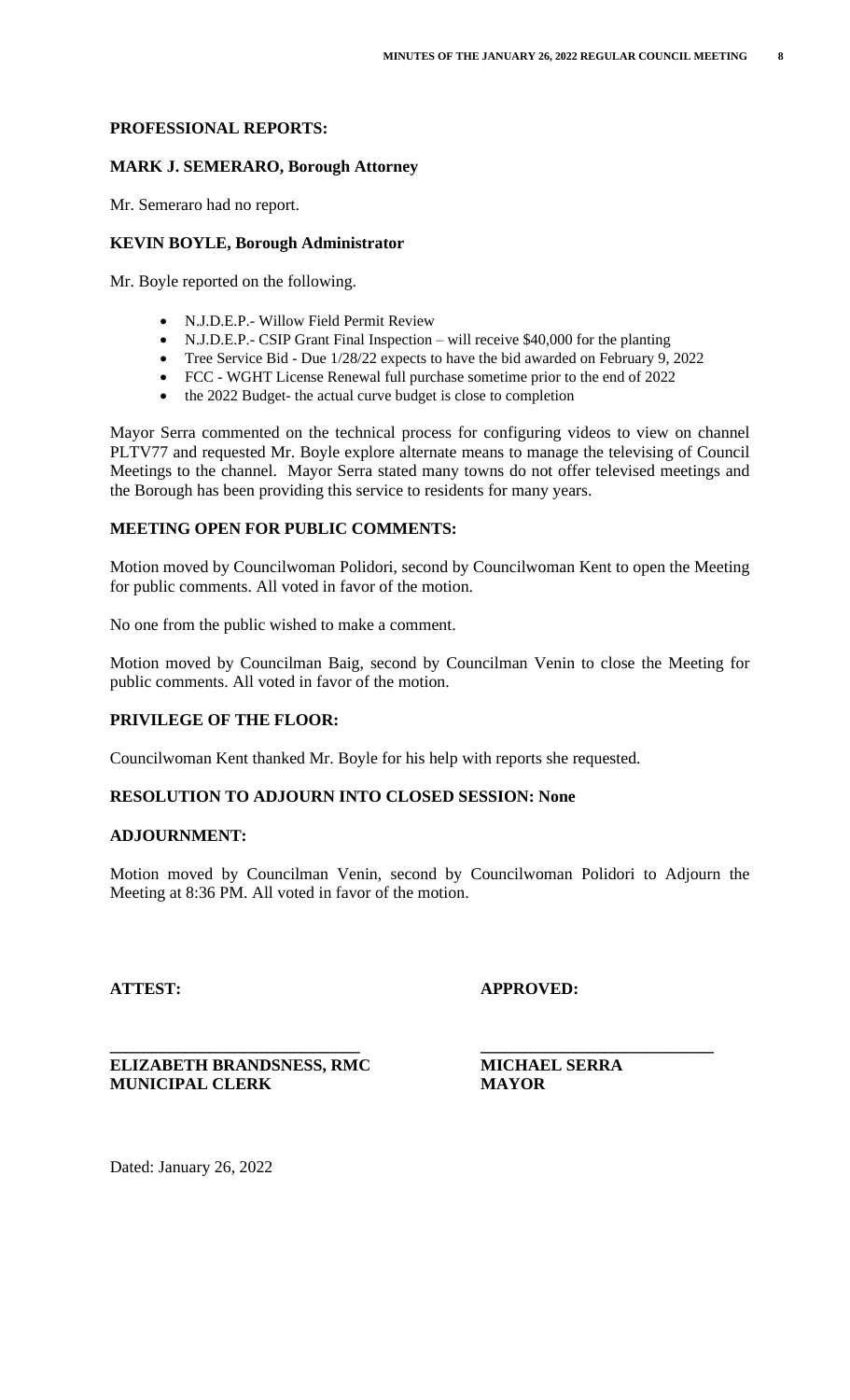**PROFESSIONAL REPORTS:**

**MARK J. SEMERARO, Borough Attorney**

Mr. Semeraro had no report.

**KEVIN BOYLE, Borough Administrator**

Mr. Boyle reported on the following.

- N.J.D.E.P.- Willow Field Permit Review
- N.J.D.E.P.- CSIP Grant Final Inspection – will receive $40,000 for the planting
- Tree Service Bid - Due 1/28/22 expects to have the bid awarded on February 9, 2022
- FCC - WGHT License Renewal full purchase sometime prior to the end of 2022
- the 2022 Budget- the actual curve budget is close to completion

Mayor Serra commented on the technical process for configuring videos to view on channel PLTV77 and requested Mr. Boyle explore alternate means to manage the televising of Council Meetings to the channel. Mayor Serra stated many towns do not offer televised meetings and the Borough has been providing this service to residents for many years.

**MEETING OPEN FOR PUBLIC COMMENTS:**

Motion moved by Councilwoman Polidori, second by Councilwoman Kent to open the Meeting for public comments. All voted in favor of the motion.

No one from the public wished to make a comment.

Motion moved by Councilman Baig, second by Councilman Venin to close the Meeting for public comments. All voted in favor of the motion.

**PRIVILEGE OF THE FLOOR:**

Councilwoman Kent thanked Mr. Boyle for his help with reports she requested.

**RESOLUTION TO ADJOURN INTO CLOSED SESSION: None**

**ADJOURNMENT:**

Motion moved by Councilman Venin, second by Councilwoman Polidori to Adjourn the Meeting at 8:36 PM. All voted in favor of the motion.

**ATTEST:** **APPROVED:**

______________________________ ______________________________

**ELIZABETH BRANDSNESS, RMC**
**MUNICIPAL CLERK**

**MICHAEL SERRA**
**MAYOR**

Dated: January 26, 2022